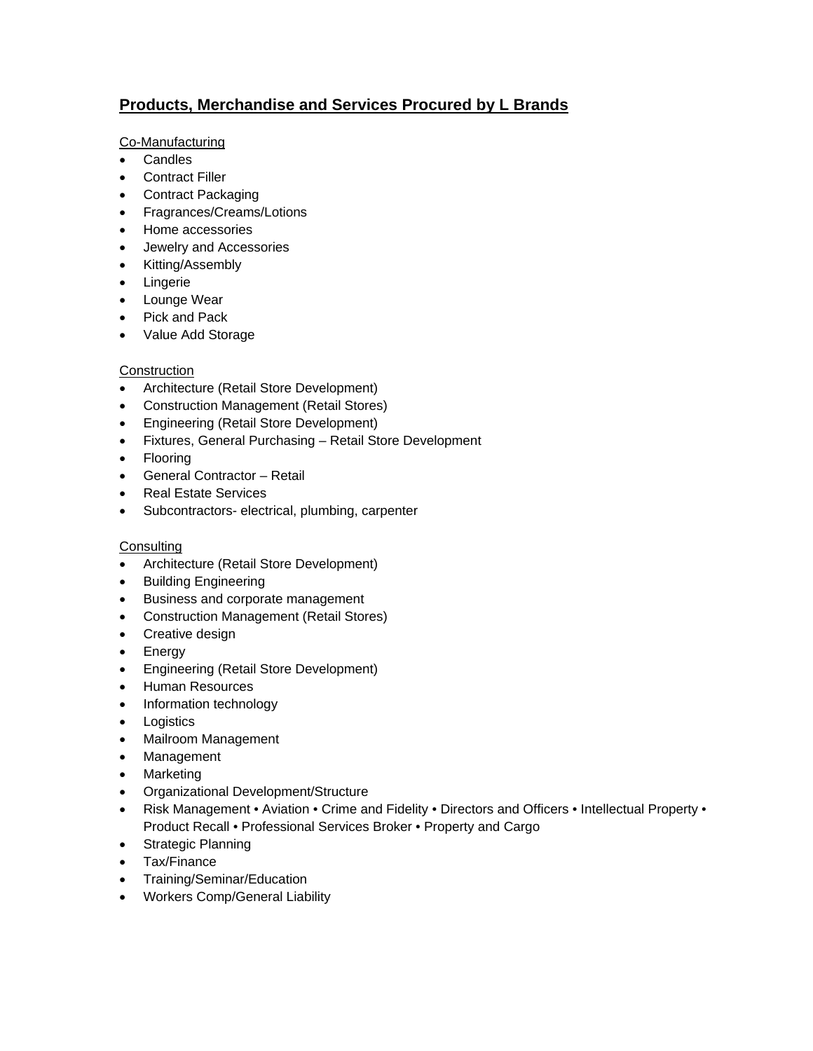## **Products, Merchandise and Services Procured by L Brands**

Co-Manufacturing

- Candles
- Contract Filler
- Contract Packaging
- Fragrances/Creams/Lotions
- Home accessories
- Jewelry and Accessories
- Kitting/Assembly
- Lingerie
- Lounge Wear
- Pick and Pack
- Value Add Storage

Construction

- Architecture (Retail Store Development)
- Construction Management (Retail Stores)
- Engineering (Retail Store Development)
- Fixtures, General Purchasing – Retail Store Development
- Flooring
- General Contractor – Retail
- Real Estate Services
- Subcontractors- electrical, plumbing, carpenter

Consulting

- Architecture (Retail Store Development)
- Building Engineering
- Business and corporate management
- Construction Management (Retail Stores)
- Creative design
- Energy
- Engineering (Retail Store Development)
- Human Resources
- Information technology
- Logistics
- Mailroom Management
- Management
- Marketing
- Organizational Development/Structure
- Risk Management • Aviation • Crime and Fidelity • Directors and Officers • Intellectual Property • Product Recall • Professional Services Broker • Property and Cargo
- Strategic Planning
- Tax/Finance
- Training/Seminar/Education
- Workers Comp/General Liability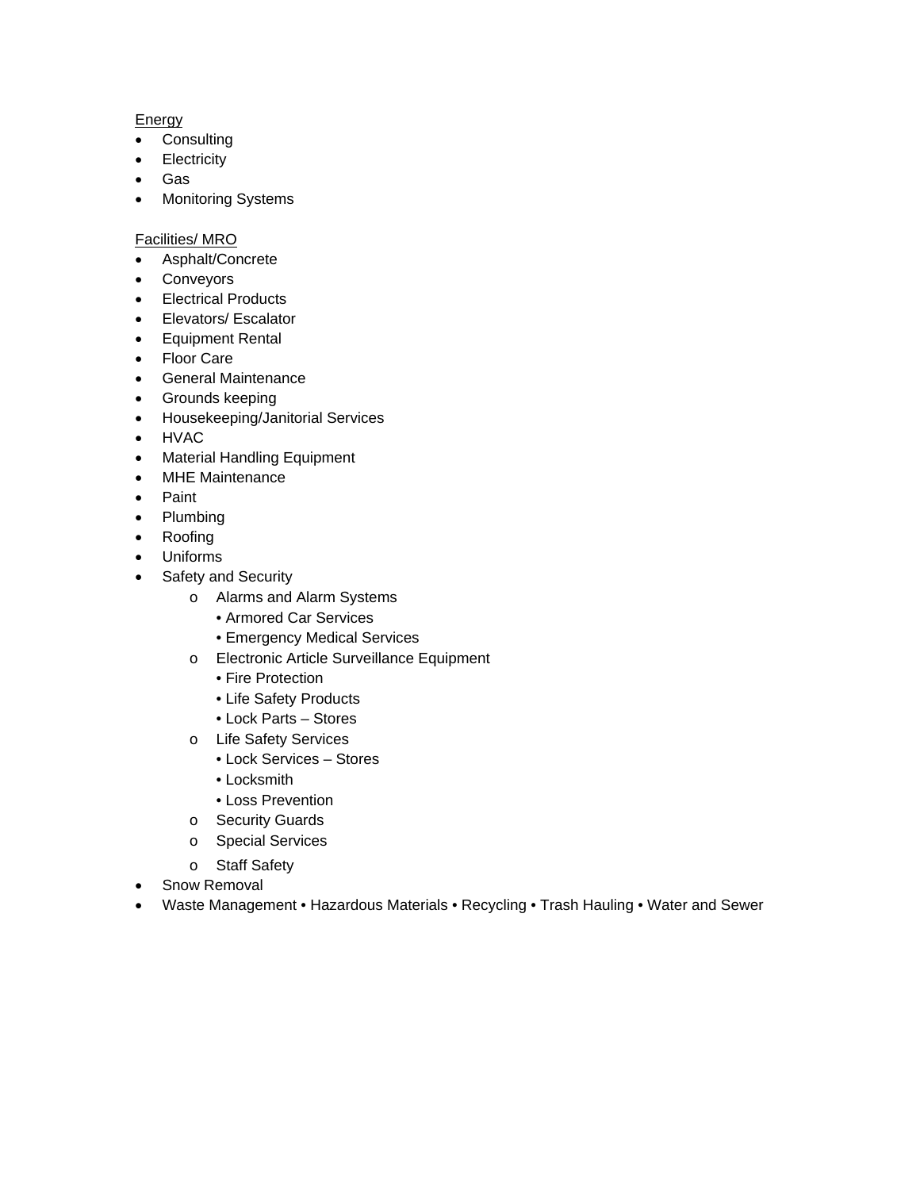Energy

- Consulting
- Electricity
- Gas
- Monitoring Systems

Facilities/ MRO

- Asphalt/Concrete
- Conveyors
- Electrical Products
- Elevators/ Escalator
- Equipment Rental
- Floor Care
- General Maintenance
- Grounds keeping
- Housekeeping/Janitorial Services
- HVAC
- Material Handling Equipment
- MHE Maintenance
- Paint
- Plumbing
- Roofing
- Uniforms
- Safety and Security
    - Alarms and Alarm Systems
        - Armored Car Services
        - Emergency Medical Services
    - Electronic Article Surveillance Equipment
        - Fire Protection
        - Life Safety Products
        - Lock Parts – Stores
    - Life Safety Services
        - Lock Services – Stores
        - Locksmith
        - Loss Prevention
    - Security Guards
    - Special Services
    - Staff Safety
- Snow Removal
- Waste Management • Hazardous Materials • Recycling • Trash Hauling • Water and Sewer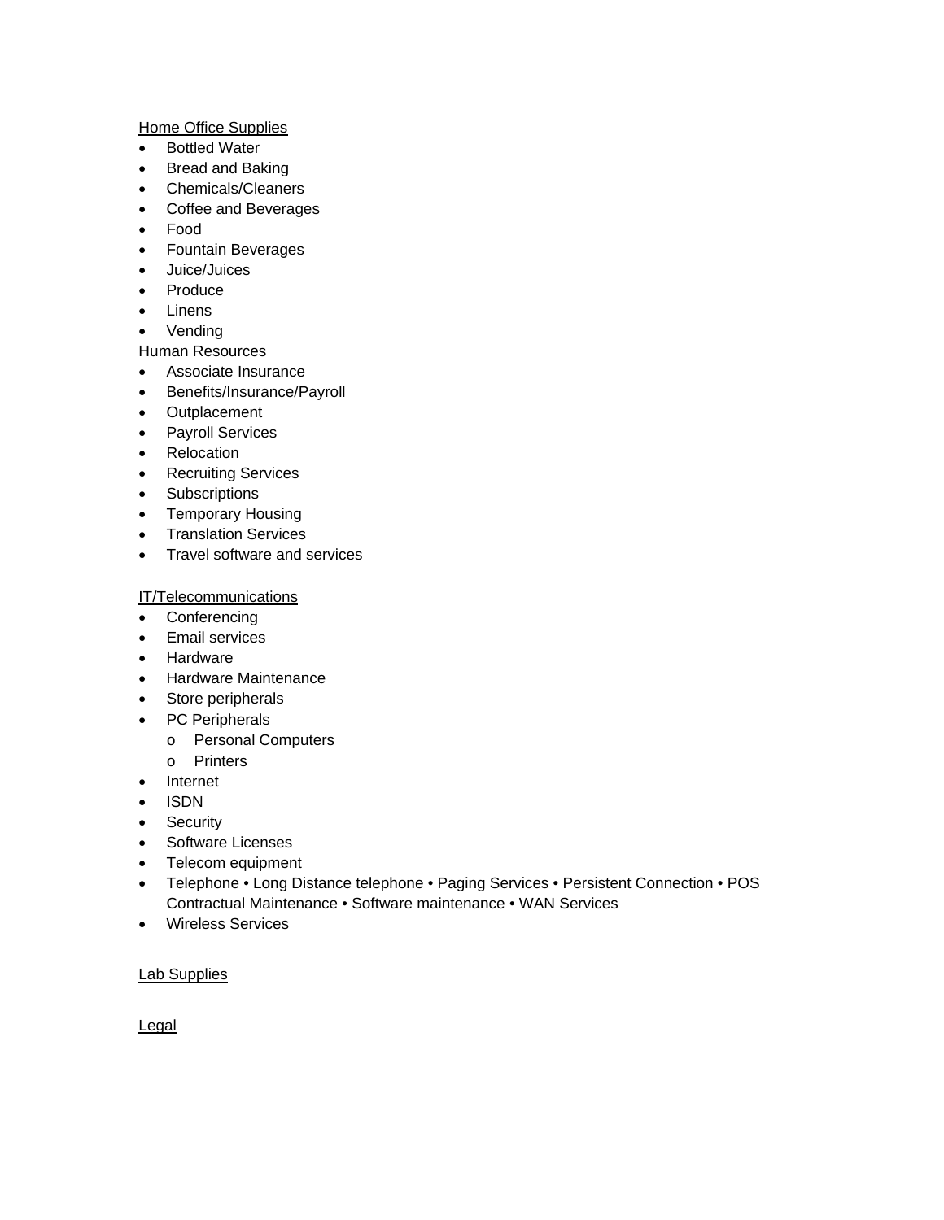Home Office Supplies

- Bottled Water
- Bread and Baking
- Chemicals/Cleaners
- Coffee and Beverages
- Food
- Fountain Beverages
- Juice/Juices
- Produce
- Linens
- Vending

Human Resources

- Associate Insurance
- Benefits/Insurance/Payroll
- Outplacement
- Payroll Services
- Relocation
- Recruiting Services
- Subscriptions
- Temporary Housing
- Translation Services
- Travel software and services

IT/Telecommunications

- Conferencing
- Email services
- Hardware
- Hardware Maintenance
- Store peripherals
- PC Peripherals
  - Personal Computers
  - Printers
- Internet
- ISDN
- Security
- Software Licenses
- Telecom equipment
- Telephone • Long Distance telephone • Paging Services • Persistent Connection • POS Contractual Maintenance • Software maintenance • WAN Services
- Wireless Services

Lab Supplies

Legal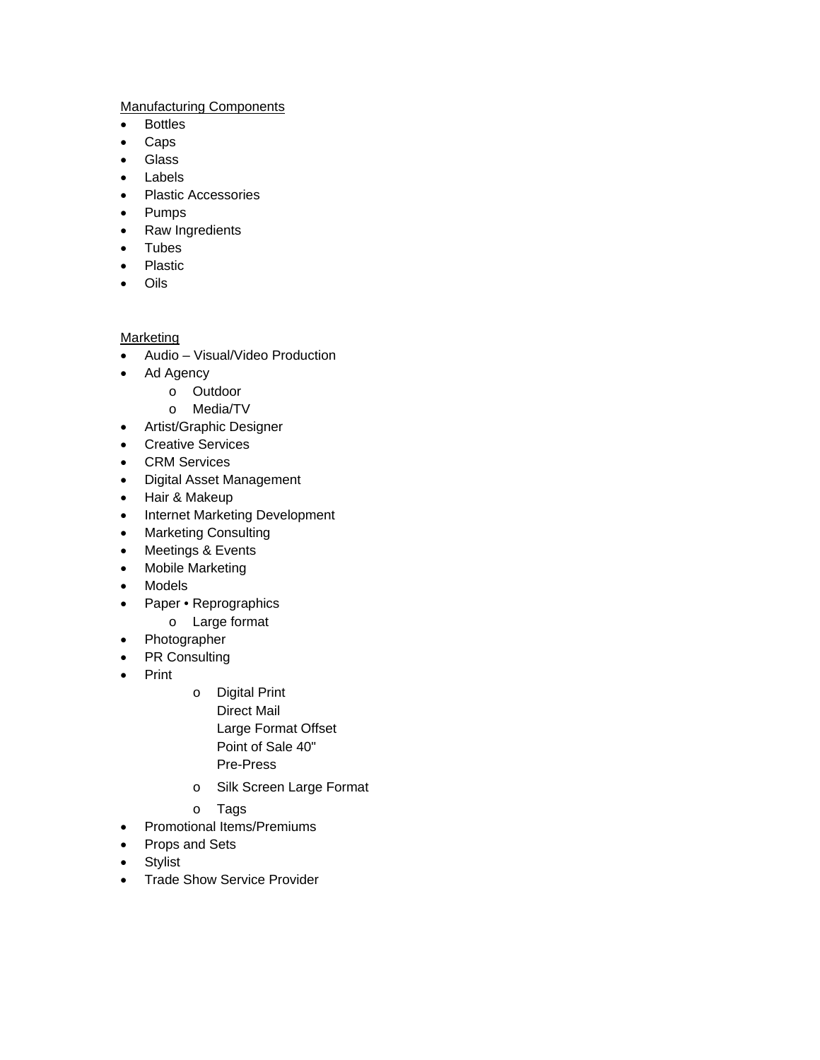<u>Manufacturing Components</u>

- Bottles
- Caps
- Glass
- Labels
- Plastic Accessories
- Pumps
- Raw Ingredients
- Tubes
- Plastic
- Oils

<u>Marketing</u>

- Audio – Visual/Video Production
- Ad Agency
  - Outdoor
  - Media/TV
- Artist/Graphic Designer
- Creative Services
- CRM Services
- Digital Asset Management
- Hair & Makeup
- Internet Marketing Development
- Marketing Consulting
- Meetings & Events
- Mobile Marketing
- Models
- Paper • Reprographics
  - Large format
- Photographer
- PR Consulting
- Print
  - Digital Print
    Direct Mail
    Large Format Offset
    Point of Sale 40"
    Pre-Press
  - Silk Screen Large Format
  - Tags
- Promotional Items/Premiums
- Props and Sets
- Stylist
- Trade Show Service Provider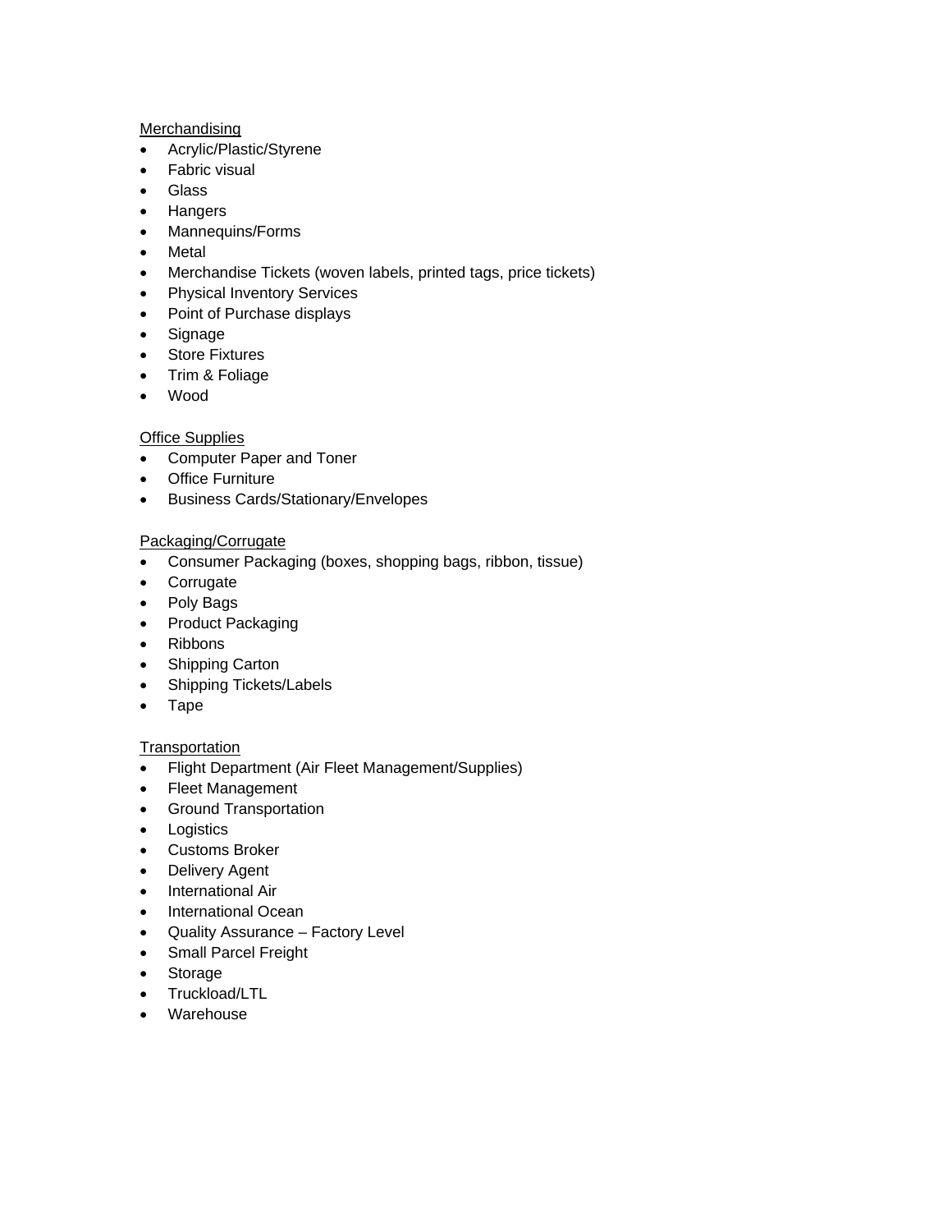Merchandising

- Acrylic/Plastic/Styrene
- Fabric visual
- Glass
- Hangers
- Mannequins/Forms
- Metal
- Merchandise Tickets (woven labels, printed tags, price tickets)
- Physical Inventory Services
- Point of Purchase displays
- Signage
- Store Fixtures
- Trim & Foliage
- Wood

Office Supplies

- Computer Paper and Toner
- Office Furniture
- Business Cards/Stationary/Envelopes

Packaging/Corrugate

- Consumer Packaging (boxes, shopping bags, ribbon, tissue)
- Corrugate
- Poly Bags
- Product Packaging
- Ribbons
- Shipping Carton
- Shipping Tickets/Labels
- Tape

Transportation

- Flight Department (Air Fleet Management/Supplies)
- Fleet Management
- Ground Transportation
- Logistics
- Customs Broker
- Delivery Agent
- International Air
- International Ocean
- Quality Assurance – Factory Level
- Small Parcel Freight
- Storage
- Truckload/LTL
- Warehouse